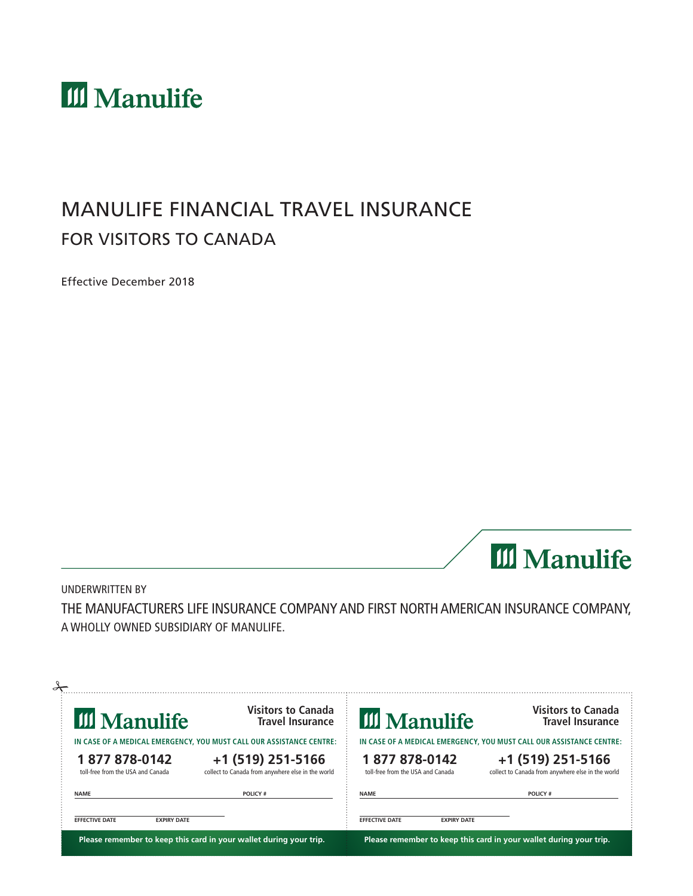Manulife

# MANULIFE FINANCIAL TRAVEL INSURANCE

## FOR VISITORS TO CANADA

Effective December 2018

Manulife

UNDERWRITTEN BY

THE MANUFACTURERS LIFE INSURANCE COMPANY AND FIRST NORTH AMERICAN INSURANCE COMPANY, A WHOLLY OWNED SUBSIDIARY OF MANULIFE.

---

Manulife

**Visitors to Canada Travel Insurance**

**IN CASE OF A MEDICAL EMERGENCY, YOU MUST CALL OUR ASSISTANCE CENTRE:**

**1 877 878-0142**
toll-free from the USA and Canada

**+1 (519) 251-5166**
collect to Canada from anywhere else in the world

**NAME** ____________ **POLICY #** ____________

**EFFECTIVE DATE** ____________ **EXPIRY DATE** ____________

**Please remember to keep this card in your wallet during your trip.**

---

Manulife

**Visitors to Canada Travel Insurance**

**IN CASE OF A MEDICAL EMERGENCY, YOU MUST CALL OUR ASSISTANCE CENTRE:**

**1 877 878-0142**
toll-free from the USA and Canada

**+1 (519) 251-5166**
collect to Canada from anywhere else in the world

**NAME** ____________ **POLICY #** ____________

**EFFECTIVE DATE** ____________ **EXPIRY DATE** ____________

**Please remember to keep this card in your wallet during your trip.**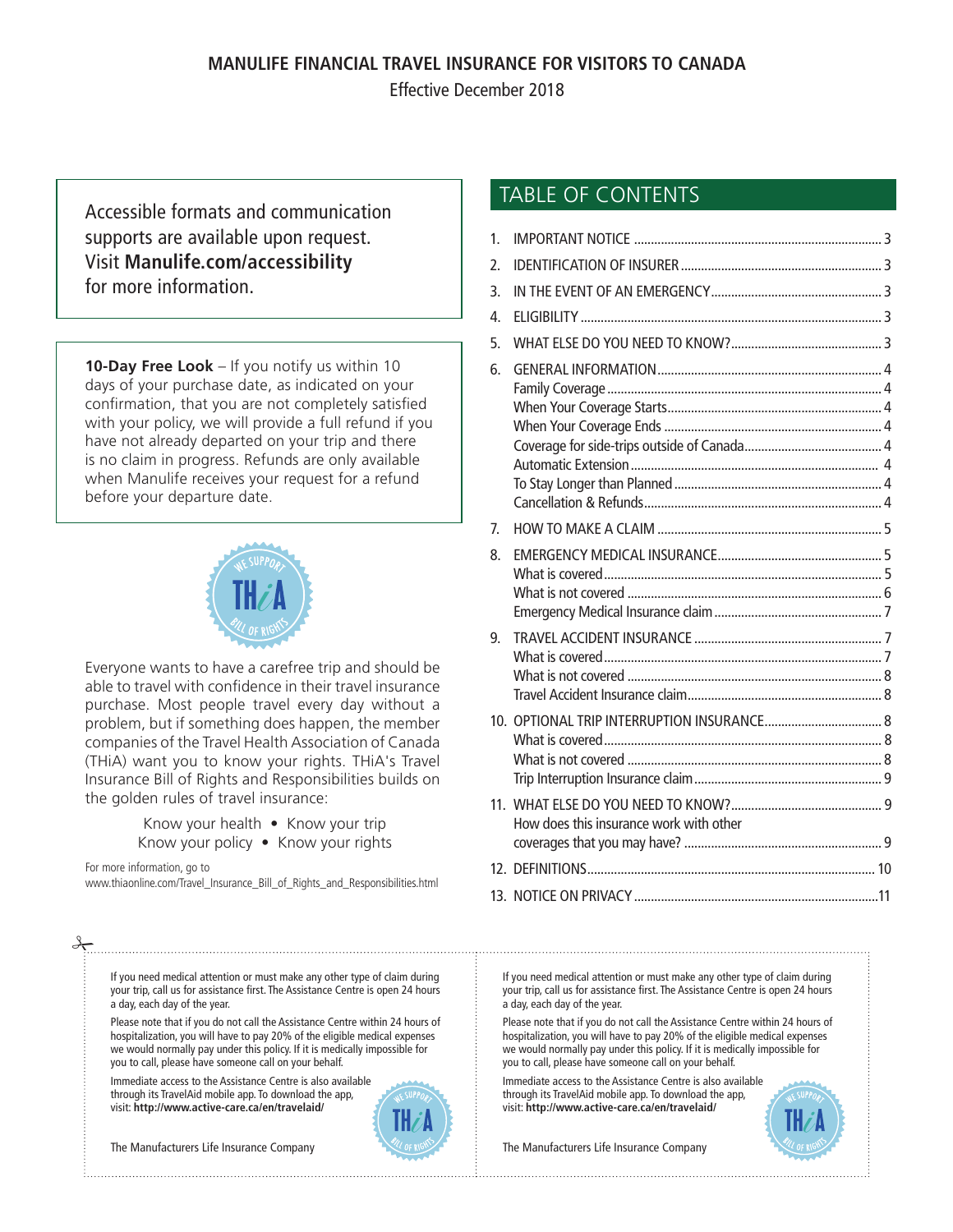## MANULIFE FINANCIAL TRAVEL INSURANCE FOR VISITORS TO CANADA

Effective December 2018

Accessible formats and communication supports are available upon request. Visit **Manulife.com/accessibility** for more information.

**10-Day Free Look** – If you notify us within 10 days of your purchase date, as indicated on your confirmation, that you are not completely satisfied with your policy, we will provide a full refund if you have not already departed on your trip and there is no claim in progress. Refunds are only available when Manulife receives your request for a refund before your departure date.

Everyone wants to have a carefree trip and should be able to travel with confidence in their travel insurance purchase. Most people travel every day without a problem, but if something does happen, the member companies of the Travel Health Association of Canada (THiA) want you to know your rights. THiA's Travel Insurance Bill of Rights and Responsibilities builds on the golden rules of travel insurance:

Know your health • Know your trip
Know your policy • Know your rights

For more information, go to www.thiaonline.com/Travel_Insurance_Bill_of_Rights_and_Responsibilities.html

## TABLE OF CONTENTS

1. IMPORTANT NOTICE ... 3
2. IDENTIFICATION OF INSURER ... 3
3. IN THE EVENT OF AN EMERGENCY ... 3
4. ELIGIBILITY ... 3
5. WHAT ELSE DO YOU NEED TO KNOW? ... 3
6. GENERAL INFORMATION ... 4
   - Family Coverage ... 4
   - When Your Coverage Starts ... 4
   - When Your Coverage Ends ... 4
   - Coverage for side-trips outside of Canada ... 4
   - Automatic Extension ... 4
   - To Stay Longer than Planned ... 4
   - Cancellation & Refunds ... 4
7. HOW TO MAKE A CLAIM ... 5
8. EMERGENCY MEDICAL INSURANCE ... 5
   - What is covered ... 5
   - What is not covered ... 6
   - Emergency Medical Insurance claim ... 7
9. TRAVEL ACCIDENT INSURANCE ... 7
   - What is covered ... 7
   - What is not covered ... 8
   - Travel Accident Insurance claim ... 8
10. OPTIONAL TRIP INTERRUPTION INSURANCE ... 8
    - What is covered ... 8
    - What is not covered ... 8
    - Trip Interruption Insurance claim ... 9
11. WHAT ELSE DO YOU NEED TO KNOW? ... 9
    - How does this insurance work with other coverages that you may have? ... 9
12. DEFINITIONS ... 10
13. NOTICE ON PRIVACY ... 11

---

If you need medical attention or must make any other type of claim during your trip, call us for assistance first. The Assistance Centre is open 24 hours a day, each day of the year.

Please note that if you do not call the Assistance Centre within 24 hours of hospitalization, you will have to pay 20% of the eligible medical expenses we would normally pay under this policy. If it is medically impossible for you to call, please have someone call on your behalf.

Immediate access to the Assistance Centre is also available through its TravelAid mobile app. To download the app, visit: **http://www.active-care.ca/en/travelaid/**

The Manufacturers Life Insurance Company

---

If you need medical attention or must make any other type of claim during your trip, call us for assistance first. The Assistance Centre is open 24 hours a day, each day of the year.

Please note that if you do not call the Assistance Centre within 24 hours of hospitalization, you will have to pay 20% of the eligible medical expenses we would normally pay under this policy. If it is medically impossible for you to call, please have someone call on your behalf.

Immediate access to the Assistance Centre is also available through its TravelAid mobile app. To download the app, visit: **http://www.active-care.ca/en/travelaid/**

The Manufacturers Life Insurance Company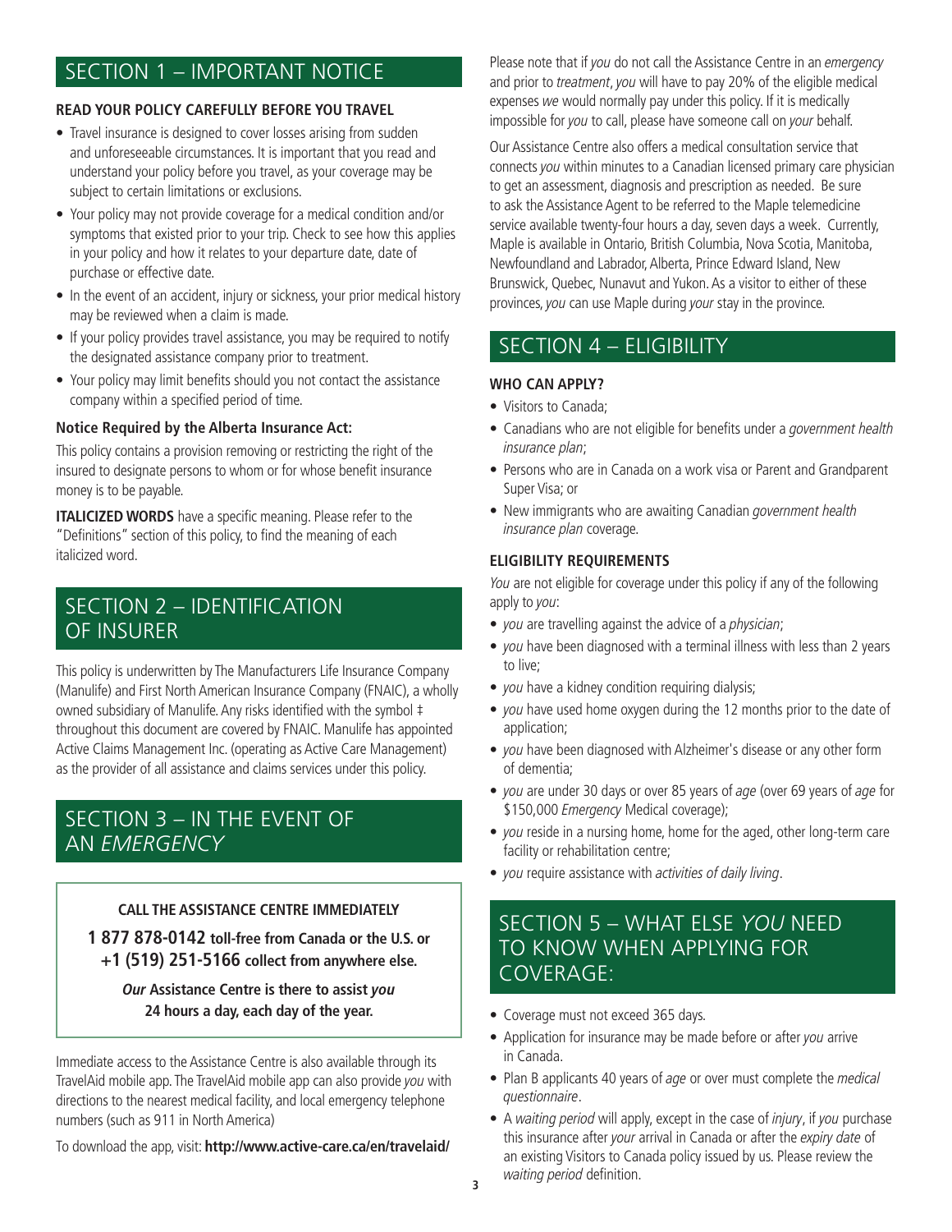## SECTION 1 – IMPORTANT NOTICE

**READ YOUR POLICY CAREFULLY BEFORE YOU TRAVEL**

- Travel insurance is designed to cover losses arising from sudden and unforeseeable circumstances. It is important that you read and understand your policy before you travel, as your coverage may be subject to certain limitations or exclusions.
- Your policy may not provide coverage for a medical condition and/or symptoms that existed prior to your trip. Check to see how this applies in your policy and how it relates to your departure date, date of purchase or effective date.
- In the event of an accident, injury or sickness, your prior medical history may be reviewed when a claim is made.
- If your policy provides travel assistance, you may be required to notify the designated assistance company prior to treatment.
- Your policy may limit benefits should you not contact the assistance company within a specified period of time.

**Notice Required by the Alberta Insurance Act:**

This policy contains a provision removing or restricting the right of the insured to designate persons to whom or for whose benefit insurance money is to be payable.

**ITALICIZED WORDS** have a specific meaning. Please refer to the "Definitions" section of this policy, to find the meaning of each italicized word.

## SECTION 2 – IDENTIFICATION OF INSURER

This policy is underwritten by The Manufacturers Life Insurance Company (Manulife) and First North American Insurance Company (FNAIC), a wholly owned subsidiary of Manulife. Any risks identified with the symbol ‡ throughout this document are covered by FNAIC. Manulife has appointed Active Claims Management Inc. (operating as Active Care Management) as the provider of all assistance and claims services under this policy.

## SECTION 3 – IN THE EVENT OF AN *EMERGENCY*

**CALL THE ASSISTANCE CENTRE IMMEDIATELY**

**1 877 878-0142 toll-free from Canada or the U.S. or +1 (519) 251-5166 collect from anywhere else.**

***Our* Assistance Centre is there to assist *you* 24 hours a day, each day of the year.**

Immediate access to the Assistance Centre is also available through its TravelAid mobile app. The TravelAid mobile app can also provide *you* with directions to the nearest medical facility, and local emergency telephone numbers (such as 911 in North America)

To download the app, visit: **http://www.active-care.ca/en/travelaid/**

Please note that if *you* do not call the Assistance Centre in an *emergency* and prior to *treatment*, *you* will have to pay 20% of the eligible medical expenses *we* would normally pay under this policy. If it is medically impossible for *you* to call, please have someone call on *your* behalf.

Our Assistance Centre also offers a medical consultation service that connects *you* within minutes to a Canadian licensed primary care physician to get an assessment, diagnosis and prescription as needed. Be sure to ask the Assistance Agent to be referred to the Maple telemedicine service available twenty-four hours a day, seven days a week. Currently, Maple is available in Ontario, British Columbia, Nova Scotia, Manitoba, Newfoundland and Labrador, Alberta, Prince Edward Island, New Brunswick, Quebec, Nunavut and Yukon. As a visitor to either of these provinces, *you* can use Maple during *your* stay in the province.

## SECTION 4 – ELIGIBILITY

**WHO CAN APPLY?**

- Visitors to Canada;
- Canadians who are not eligible for benefits under a *government health insurance plan*;
- Persons who are in Canada on a work visa or Parent and Grandparent Super Visa; or
- New immigrants who are awaiting Canadian *government health insurance plan* coverage.

**ELIGIBILITY REQUIREMENTS**

*You* are not eligible for coverage under this policy if any of the following apply to *you*:

- *you* are travelling against the advice of a *physician*;
- *you* have been diagnosed with a terminal illness with less than 2 years to live;
- *you* have a kidney condition requiring dialysis;
- *you* have used home oxygen during the 12 months prior to the date of application;
- *you* have been diagnosed with Alzheimer's disease or any other form of dementia;
- *you* are under 30 days or over 85 years of *age* (over 69 years of *age* for $150,000 *Emergency* Medical coverage);
- *you* reside in a nursing home, home for the aged, other long-term care facility or rehabilitation centre;
- *you* require assistance with *activities of daily living*.

## SECTION 5 – WHAT ELSE *YOU* NEED TO KNOW WHEN APPLYING FOR COVERAGE:

- Coverage must not exceed 365 days.
- Application for insurance may be made before or after *you* arrive in Canada.
- Plan B applicants 40 years of *age* or over must complete the *medical questionnaire*.
- A *waiting period* will apply, except in the case of *injury*, if *you* purchase this insurance after *your* arrival in Canada or after the *expiry date* of an existing Visitors to Canada policy issued by us. Please review the *waiting period* definition.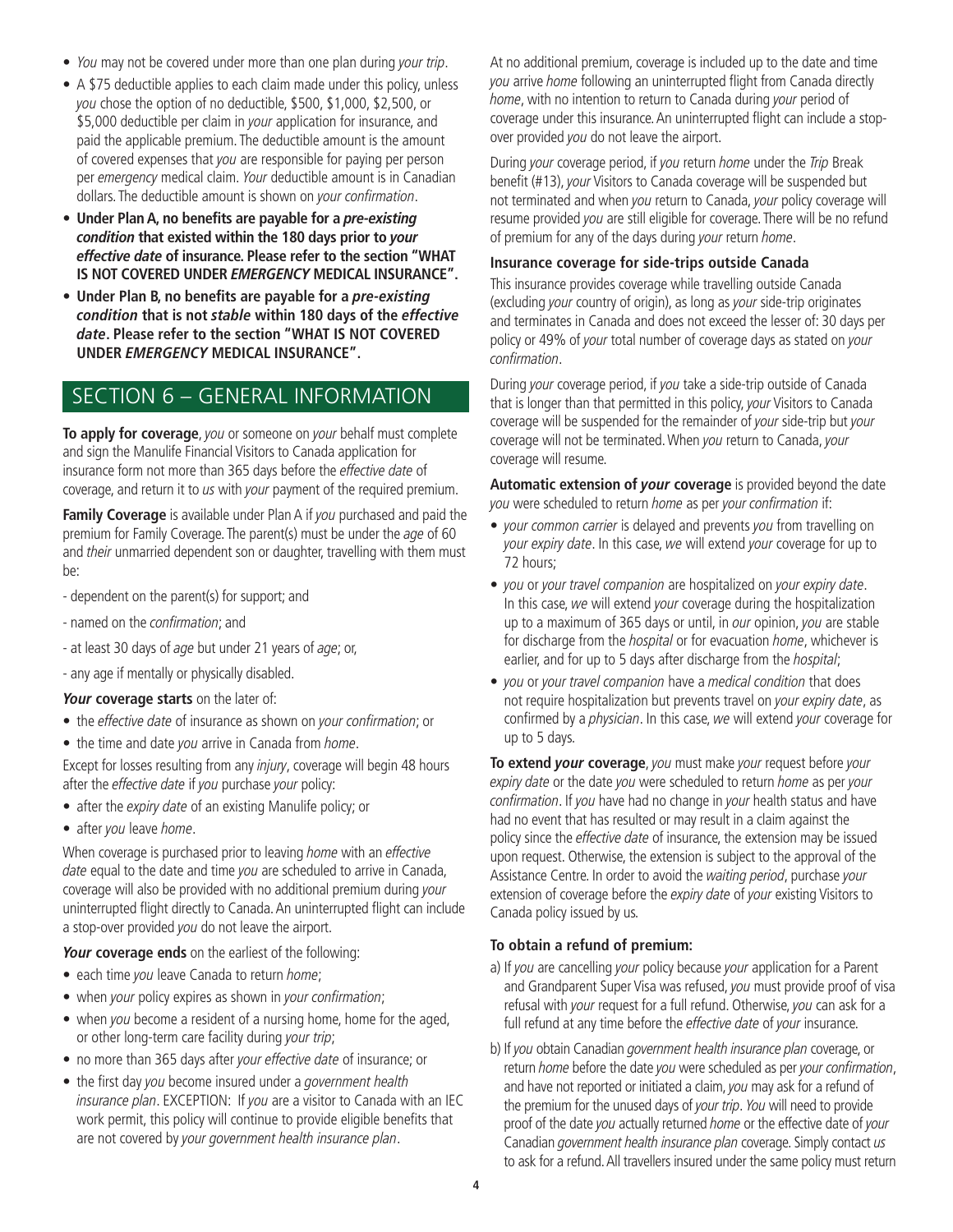- *You* may not be covered under more than one plan during *your trip*.
- A $75 deductible applies to each claim made under this policy, unless *you* chose the option of no deductible, $500, $1,000, $2,500, or $5,000 deductible per claim in *your* application for insurance, and paid the applicable premium. The deductible amount is the amount of covered expenses that *you* are responsible for paying per person per *emergency* medical claim. *Your* deductible amount is in Canadian dollars. The deductible amount is shown on *your confirmation*.
- **Under Plan A, no benefits are payable for a *pre-existing condition* that existed within the 180 days prior to *your effective date* of insurance. Please refer to the section "WHAT IS NOT COVERED UNDER *EMERGENCY* MEDICAL INSURANCE".**
- **Under Plan B, no benefits are payable for a *pre-existing condition* that is not *stable* within 180 days of the *effective date*. Please refer to the section "WHAT IS NOT COVERED UNDER *EMERGENCY* MEDICAL INSURANCE".**

## SECTION 6 – GENERAL INFORMATION

**To apply for coverage**, *you* or someone on *your* behalf must complete and sign the Manulife Financial Visitors to Canada application for insurance form not more than 365 days before the *effective date* of coverage, and return it to *us* with *your* payment of the required premium.

**Family Coverage** is available under Plan A if *you* purchased and paid the premium for Family Coverage. The parent(s) must be under the *age* of 60 and *their* unmarried dependent son or daughter, travelling with them must be:

- dependent on the parent(s) for support; and
- named on the *confirmation*; and
- at least 30 days of *age* but under 21 years of *age*; or,
- any age if mentally or physically disabled.

***Your* coverage starts** on the later of:

- the *effective date* of insurance as shown on *your confirmation*; or
- the time and date *you* arrive in Canada from *home*.

Except for losses resulting from any *injury*, coverage will begin 48 hours after the *effective date* if *you* purchase *your* policy:

- after the *expiry date* of an existing Manulife policy; or
- after *you* leave *home*.

When coverage is purchased prior to leaving *home* with an *effective date* equal to the date and time *you* are scheduled to arrive in Canada, coverage will also be provided with no additional premium during *your* uninterrupted flight directly to Canada. An uninterrupted flight can include a stop-over provided *you* do not leave the airport.

***Your* coverage ends** on the earliest of the following:

- each time *you* leave Canada to return *home*;
- when *your* policy expires as shown in *your confirmation*;
- when *you* become a resident of a nursing home, home for the aged, or other long-term care facility during *your trip*;
- no more than 365 days after *your effective date* of insurance; or
- the first day *you* become insured under a *government health insurance plan*. EXCEPTION: If *you* are a visitor to Canada with an IEC work permit, this policy will continue to provide eligible benefits that are not covered by *your government health insurance plan*.

At no additional premium, coverage is included up to the date and time *you* arrive *home* following an uninterrupted flight from Canada directly *home*, with no intention to return to Canada during *your* period of coverage under this insurance. An uninterrupted flight can include a stop-over provided *you* do not leave the airport.

During *your* coverage period, if *you* return *home* under the *Trip* Break benefit (#13), *your* Visitors to Canada coverage will be suspended but not terminated and when *you* return to Canada, *your* policy coverage will resume provided *you* are still eligible for coverage. There will be no refund of premium for any of the days during *your* return *home*.

### Insurance coverage for side-trips outside Canada

This insurance provides coverage while travelling outside Canada (excluding *your* country of origin), as long as *your* side-trip originates and terminates in Canada and does not exceed the lesser of: 30 days per policy or 49% of *your* total number of coverage days as stated on *your confirmation*.

During *your* coverage period, if *you* take a side-trip outside of Canada that is longer than that permitted in this policy, *your* Visitors to Canada coverage will be suspended for the remainder of *your* side-trip but *your* coverage will not be terminated. When *you* return to Canada, *your* coverage will resume.

**Automatic extension of *your* coverage** is provided beyond the date *you* were scheduled to return *home* as per *your confirmation* if:

- *your common carrier* is delayed and prevents *you* from travelling on *your expiry date*. In this case, *we* will extend *your* coverage for up to 72 hours;
- *you* or *your travel companion* are hospitalized on *your expiry date*. In this case, *we* will extend *your* coverage during the hospitalization up to a maximum of 365 days or until, in *our* opinion, *you* are stable for discharge from the *hospital* or for evacuation *home*, whichever is earlier, and for up to 5 days after discharge from the *hospital*;
- *you* or *your travel companion* have a *medical condition* that does not require hospitalization but prevents travel on *your expiry date*, as confirmed by a *physician*. In this case, *we* will extend *your* coverage for up to 5 days.

**To extend *your* coverage**, *you* must make *your* request before *your expiry date* or the date *you* were scheduled to return *home* as per *your confirmation*. If *you* have had no change in *your* health status and have had no event that has resulted or may result in a claim against the policy since the *effective date* of insurance, the extension may be issued upon request. Otherwise, the extension is subject to the approval of the Assistance Centre. In order to avoid the *waiting period*, purchase *your* extension of coverage before the *expiry date* of *your* existing Visitors to Canada policy issued by us.

### To obtain a refund of premium:

a) If *you* are cancelling *your* policy because *your* application for a Parent and Grandparent Super Visa was refused, *you* must provide proof of visa refusal with *your* request for a full refund. Otherwise, *you* can ask for a full refund at any time before the *effective date* of *your* insurance.

b) If *you* obtain Canadian *government health insurance plan* coverage, or return *home* before the date *you* were scheduled as per *your confirmation*, and have not reported or initiated a claim, *you* may ask for a refund of the premium for the unused days of *your trip*. *You* will need to provide proof of the date *you* actually returned *home* or the effective date of *your* Canadian *government health insurance plan* coverage. Simply contact *us* to ask for a refund. All travellers insured under the same policy must return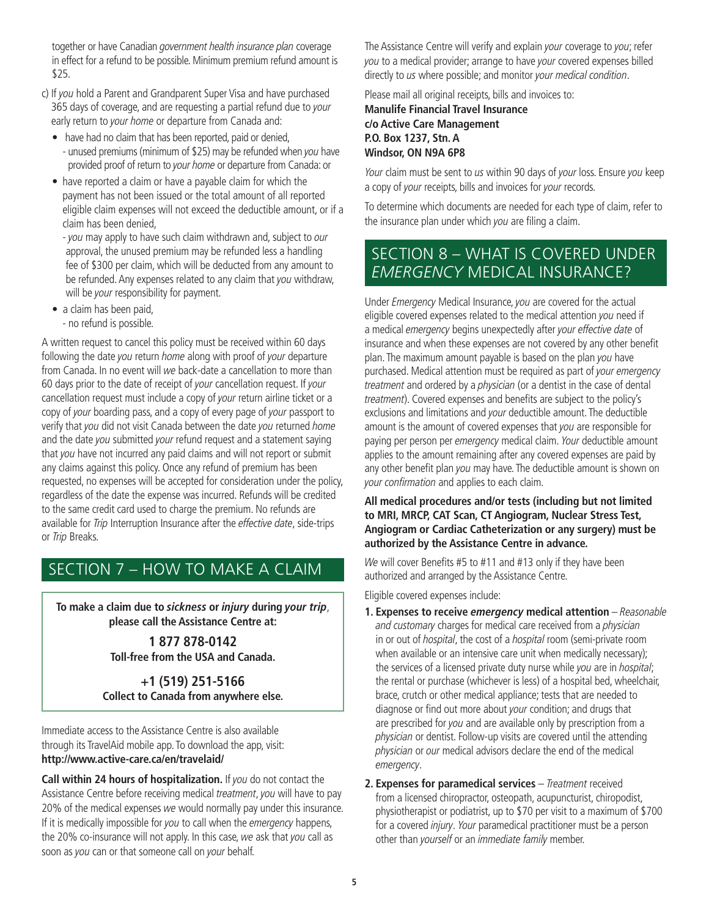together or have Canadian *government health insurance plan* coverage in effect for a refund to be possible. Minimum premium refund amount is $25.

c) If *you* hold a Parent and Grandparent Super Visa and have purchased 365 days of coverage, and are requesting a partial refund due to *your* early return to *your home* or departure from Canada and:

- have had no claim that has been reported, paid or denied,
  - unused premiums (minimum of $25) may be refunded when *you* have provided proof of return to *your home* or departure from Canada: or
- have reported a claim or have a payable claim for which the payment has not been issued or the total amount of all reported eligible claim expenses will not exceed the deductible amount, or if a claim has been denied,
  - *you* may apply to have such claim withdrawn and, subject to *our* approval, the unused premium may be refunded less a handling fee of $300 per claim, which will be deducted from any amount to be refunded. Any expenses related to any claim that *you* withdraw, will be *your* responsibility for payment.
- a claim has been paid,
  - no refund is possible.

A written request to cancel this policy must be received within 60 days following the date *you* return *home* along with proof of *your* departure from Canada. In no event will *we* back-date a cancellation to more than 60 days prior to the date of receipt of *your* cancellation request. If *your* cancellation request must include a copy of *your* return airline ticket or a copy of *your* boarding pass, and a copy of every page of *your* passport to verify that *you* did not visit Canada between the date *you* returned *home* and the date *you* submitted *your* refund request and a statement saying that *you* have not incurred any paid claims and will not report or submit any claims against this policy. Once any refund of premium has been requested, no expenses will be accepted for consideration under the policy, regardless of the date the expense was incurred. Refunds will be credited to the same credit card used to charge the premium. No refunds are available for *Trip* Interruption Insurance after the *effective date*, side-trips or *Trip* Breaks.

## SECTION 7 – HOW TO MAKE A CLAIM

**To make a claim due to *sickness* or *injury* during *your trip*, please call the Assistance Centre at:**

**1 877 878-0142**
**Toll-free from the USA and Canada.**

**+1 (519) 251-5166**
**Collect to Canada from anywhere else.**

Immediate access to the Assistance Centre is also available through its TravelAid mobile app. To download the app, visit: **http://www.active-care.ca/en/travelaid/**

**Call within 24 hours of hospitalization.** If *you* do not contact the Assistance Centre before receiving medical *treatment*, *you* will have to pay 20% of the medical expenses *we* would normally pay under this insurance. If it is medically impossible for *you* to call when the *emergency* happens, the 20% co-insurance will not apply. In this case, *we* ask that *you* call as soon as *you* can or that someone call on *your* behalf.

The Assistance Centre will verify and explain *your* coverage to *you*; refer *you* to a medical provider; arrange to have *your* covered expenses billed directly to *us* where possible; and monitor *your medical condition*.

Please mail all original receipts, bills and invoices to:
**Manulife Financial Travel Insurance**
**c/o Active Care Management**
**P.O. Box 1237, Stn. A**
**Windsor, ON N9A 6P8**

*Your* claim must be sent to *us* within 90 days of *your* loss. Ensure *you* keep a copy of *your* receipts, bills and invoices for *your* records.

To determine which documents are needed for each type of claim, refer to the insurance plan under which *you* are filing a claim.

## SECTION 8 – WHAT IS COVERED UNDER *EMERGENCY* MEDICAL INSURANCE?

Under *Emergency* Medical Insurance, *you* are covered for the actual eligible covered expenses related to the medical attention *you* need if a medical *emergency* begins unexpectedly after *your effective date* of insurance and when these expenses are not covered by any other benefit plan. The maximum amount payable is based on the plan *you* have purchased. Medical attention must be required as part of *your emergency treatment* and ordered by a *physician* (or a dentist in the case of dental *treatment*). Covered expenses and benefits are subject to the policy's exclusions and limitations and *your* deductible amount. The deductible amount is the amount of covered expenses that *you* are responsible for paying per person per *emergency* medical claim. *Your* deductible amount applies to the amount remaining after any covered expenses are paid by any other benefit plan *you* may have. The deductible amount is shown on *your confirmation* and applies to each claim.

**All medical procedures and/or tests (including but not limited to MRI, MRCP, CAT Scan, CT Angiogram, Nuclear Stress Test, Angiogram or Cardiac Catheterization or any surgery) must be authorized by the Assistance Centre in advance.**

*We* will cover Benefits #5 to #11 and #13 only if they have been authorized and arranged by the Assistance Centre.

Eligible covered expenses include:

1. **Expenses to receive *emergency* medical attention** – *Reasonable and customary* charges for medical care received from a *physician* in or out of *hospital*, the cost of a *hospital* room (semi-private room when available or an intensive care unit when medically necessary); the services of a licensed private duty nurse while *you* are in *hospital*; the rental or purchase (whichever is less) of a hospital bed, wheelchair, brace, crutch or other medical appliance; tests that are needed to diagnose or find out more about *your* condition; and drugs that are prescribed for *you* and are available only by prescription from a *physician* or dentist. Follow-up visits are covered until the attending *physician* or *our* medical advisors declare the end of the medical *emergency*.
2. **Expenses for paramedical services** – *Treatment* received from a licensed chiropractor, osteopath, acupuncturist, chiropodist, physiotherapist or podiatrist, up to $70 per visit to a maximum of $700 for a covered *injury*. *Your* paramedical practitioner must be a person other than *yourself* or an *immediate family* member.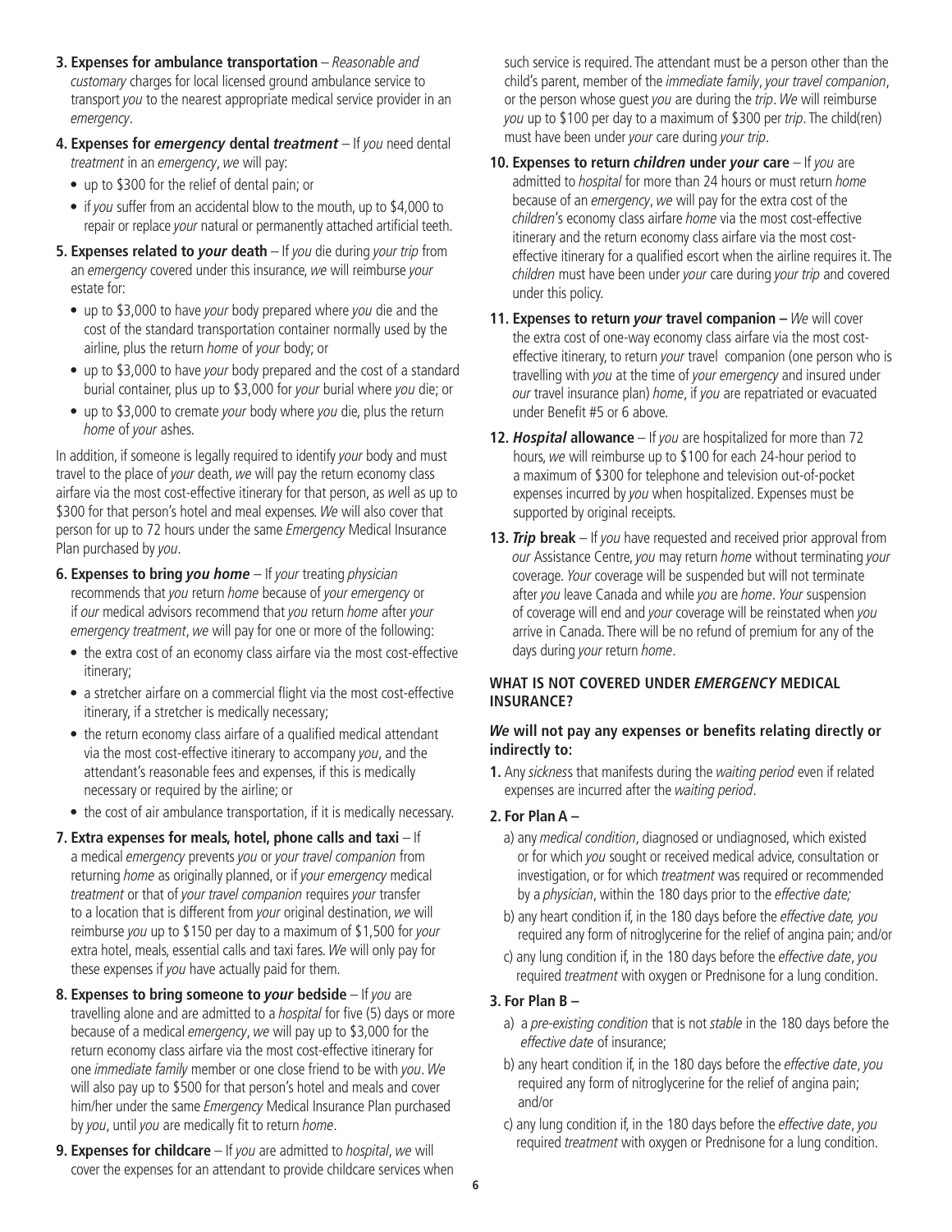**3. Expenses for ambulance transportation** – *Reasonable and customary* charges for local licensed ground ambulance service to transport *you* to the nearest appropriate medical service provider in an *emergency*.

**4. Expenses for *emergency* dental *treatment*** – If *you* need dental *treatment* in an *emergency*, *we* will pay:

- up to $300 for the relief of dental pain; or
- if *you* suffer from an accidental blow to the mouth, up to $4,000 to repair or replace *your* natural or permanently attached artificial teeth.

**5. Expenses related to *your* death** – If *you* die during *your trip* from an *emergency* covered under this insurance, *we* will reimburse *your* estate for:

- up to $3,000 to have *your* body prepared where *you* die and the cost of the standard transportation container normally used by the airline, plus the return *home* of *your* body; or
- up to $3,000 to have *your* body prepared and the cost of a standard burial container, plus up to $3,000 for *your* burial where *you* die; or
- up to $3,000 to cremate *your* body where *you* die, plus the return *home* of *your* ashes.

In addition, if someone is legally required to identify *your* body and must travel to the place of *your* death, *we* will pay the return economy class airfare via the most cost-effective itinerary for that person, as *we*ll as up to $300 for that person's hotel and meal expenses. *We* will also cover that person for up to 72 hours under the same *Emergency* Medical Insurance Plan purchased by *you*.

**6. Expenses to bring *you home*** – If *your* treating *physician* recommends that *you* return *home* because of *your emergency* or if *our* medical advisors recommend that *you* return *home* after *your emergency treatment*, *we* will pay for one or more of the following:

- the extra cost of an economy class airfare via the most cost-effective itinerary;
- a stretcher airfare on a commercial flight via the most cost-effective itinerary, if a stretcher is medically necessary;
- the return economy class airfare of a qualified medical attendant via the most cost-effective itinerary to accompany *you*, and the attendant's reasonable fees and expenses, if this is medically necessary or required by the airline; or
- the cost of air ambulance transportation, if it is medically necessary.

**7. Extra expenses for meals, hotel, phone calls and taxi** – If a medical *emergency* prevents *you* or *your travel companion* from returning *home* as originally planned, or if *your emergency* medical *treatment* or that of *your travel companion* requires *your* transfer to a location that is different from *your* original destination, *we* will reimburse *you* up to $150 per day to a maximum of $1,500 for *your* extra hotel, meals, essential calls and taxi fares. *We* will only pay for these expenses if *you* have actually paid for them.

**8. Expenses to bring someone to *your* bedside** – If *you* are travelling alone and are admitted to a *hospital* for five (5) days or more because of a medical *emergency*, *we* will pay up to $3,000 for the return economy class airfare via the most cost-effective itinerary for one *immediate family* member or one close friend to be with *you*. *We* will also pay up to $500 for that person's hotel and meals and cover him/her under the same *Emergency* Medical Insurance Plan purchased by *you*, until *you* are medically fit to return *home*.

**9. Expenses for childcare** – If *you* are admitted to *hospital*, *we* will cover the expenses for an attendant to provide childcare services when such service is required. The attendant must be a person other than the child's parent, member of the *immediate family*, *your travel companion*, or the person whose guest *you* are during the *trip*. *We* will reimburse *you* up to $100 per day to a maximum of $300 per *trip*. The child(ren) must have been under *your* care during *your trip*.

**10. Expenses to return *children* under *your* care** – If *you* are admitted to *hospital* for more than 24 hours or must return *home* because of an *emergency*, *we* will pay for the extra cost of the *children*'s economy class airfare *home* via the most cost-effective itinerary and the return economy class airfare via the most cost-effective itinerary for a qualified escort when the airline requires it. The *children* must have been under *your* care during *your trip* and covered under this policy.

**11. Expenses to return *your* travel companion –** *We* will cover the extra cost of one-way economy class airfare via the most cost-effective itinerary, to return *your* travel companion (one person who is travelling with *you* at the time of *your emergency* and insured under *our* travel insurance plan) *home*, if *you* are repatriated or evacuated under Benefit #5 or 6 above.

**12. *Hospital* allowance** – If *you* are hospitalized for more than 72 hours, *we* will reimburse up to $100 for each 24-hour period to a maximum of $300 for telephone and television out-of-pocket expenses incurred by *you* when hospitalized. Expenses must be supported by original receipts.

**13. *Trip* break** – If *you* have requested and received prior approval from *our* Assistance Centre, *you* may return *home* without terminating *your* coverage. *Your* coverage will be suspended but will not terminate after *you* leave Canada and while *you* are *home*. *Your* suspension of coverage will end and *your* coverage will be reinstated when *you* arrive in Canada. There will be no refund of premium for any of the days during *your* return *home*.

## WHAT IS NOT COVERED UNDER *EMERGENCY* MEDICAL INSURANCE?

***We* will not pay any expenses or benefits relating directly or indirectly to:**

**1.** Any *sickness* that manifests during the *waiting period* even if related expenses are incurred after the *waiting period*.

**2. For Plan A –**

a) any *medical condition*, diagnosed or undiagnosed, which existed or for which *you* sought or received medical advice, consultation or investigation, or for which *treatment* was required or recommended by a *physician*, within the 180 days prior to the *effective date;*

b) any heart condition if, in the 180 days before the *effective date, you* required any form of nitroglycerine for the relief of angina pain; and/or

c) any lung condition if, in the 180 days before the *effective date*, *you* required *treatment* with oxygen or Prednisone for a lung condition.

**3. For Plan B –**

a) a *pre-existing condition* that is not *stable* in the 180 days before the *effective date* of insurance;

b) any heart condition if, in the 180 days before the *effective date*, *you* required any form of nitroglycerine for the relief of angina pain; and/or

c) any lung condition if, in the 180 days before the *effective date*, *you* required *treatment* with oxygen or Prednisone for a lung condition.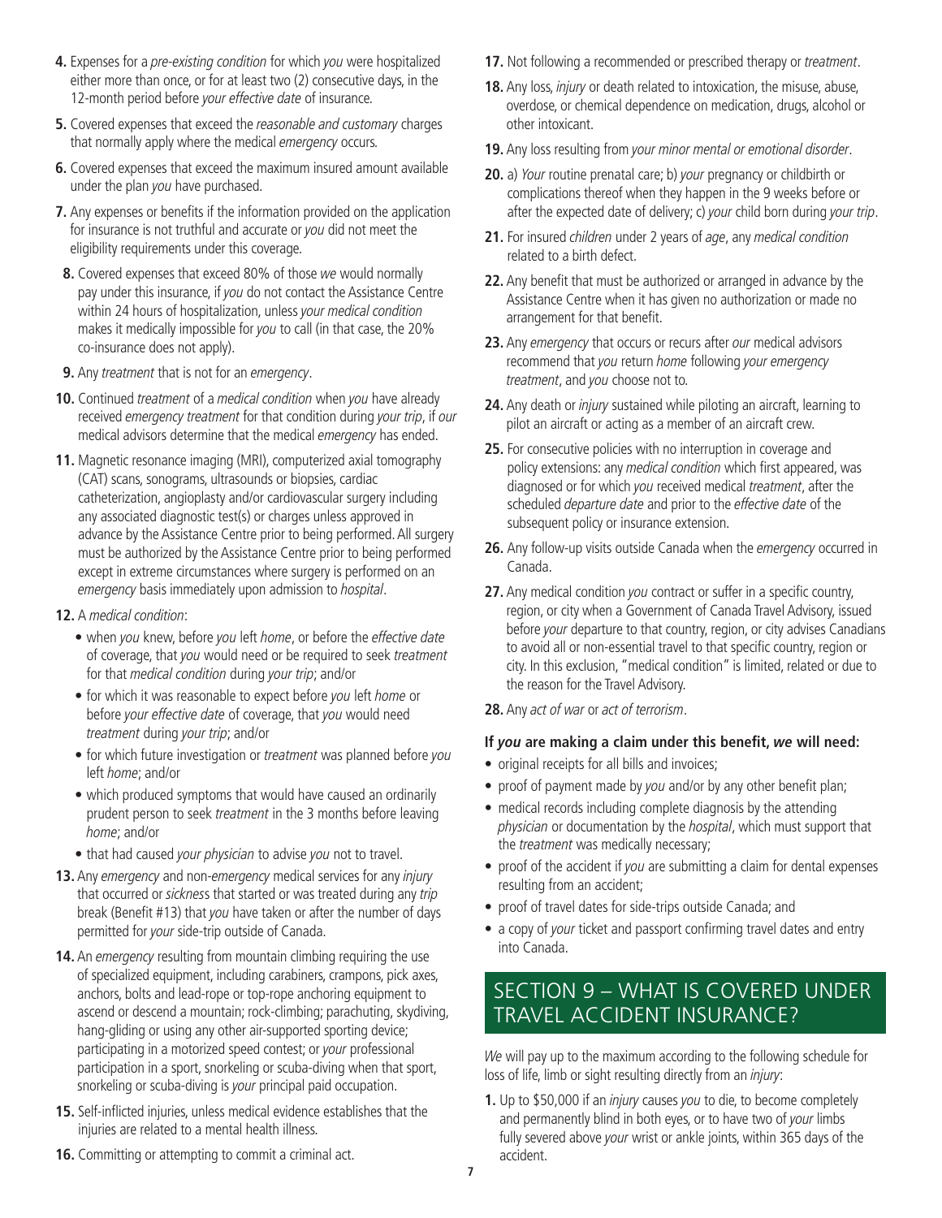4. Expenses for a *pre-existing condition* for which *you* were hospitalized either more than once, or for at least two (2) consecutive days, in the 12-month period before *your effective date* of insurance.

5. Covered expenses that exceed the *reasonable and customary* charges that normally apply where the medical *emergency* occurs.

6. Covered expenses that exceed the maximum insured amount available under the plan *you* have purchased.

7. Any expenses or benefits if the information provided on the application for insurance is not truthful and accurate or *you* did not meet the eligibility requirements under this coverage.

8. Covered expenses that exceed 80% of those *we* would normally pay under this insurance, if *you* do not contact the Assistance Centre within 24 hours of hospitalization, unless *your medical condition* makes it medically impossible for *you* to call (in that case, the 20% co-insurance does not apply).

9. Any *treatment* that is not for an *emergency*.

10. Continued *treatment* of a *medical condition* when *you* have already received *emergency treatment* for that condition during *your trip*, if *our* medical advisors determine that the medical *emergency* has ended.

11. Magnetic resonance imaging (MRI), computerized axial tomography (CAT) scans, sonograms, ultrasounds or biopsies, cardiac catheterization, angioplasty and/or cardiovascular surgery including any associated diagnostic test(s) or charges unless approved in advance by the Assistance Centre prior to being performed. All surgery must be authorized by the Assistance Centre prior to being performed except in extreme circumstances where surgery is performed on an *emergency* basis immediately upon admission to *hospital*.

12. A *medical condition*:
    - when *you* knew, before *you* left *home*, or before the *effective date* of coverage, that *you* would need or be required to seek *treatment* for that *medical condition* during *your trip*; and/or
    - for which it was reasonable to expect before *you* left *home* or before *your effective date* of coverage, that *you* would need *treatment* during *your trip*; and/or
    - for which future investigation or *treatment* was planned before *you* left *home*; and/or
    - which produced symptoms that would have caused an ordinarily prudent person to seek *treatment* in the 3 months before leaving *home*; and/or
    - that had caused *your physician* to advise *you* not to travel.

13. Any *emergency* and non-*emergency* medical services for any *injury* that occurred or *sickness* that started or was treated during any *trip* break (Benefit #13) that *you* have taken or after the number of days permitted for *your* side-trip outside of Canada.

14. An *emergency* resulting from mountain climbing requiring the use of specialized equipment, including carabiners, crampons, pick axes, anchors, bolts and lead-rope or top-rope anchoring equipment to ascend or descend a mountain; rock-climbing; parachuting, skydiving, hang-gliding or using any other air-supported sporting device; participating in a motorized speed contest; or *your* professional participation in a sport, snorkeling or scuba-diving when that sport, snorkeling or scuba-diving is *your* principal paid occupation.

15. Self-inflicted injuries, unless medical evidence establishes that the injuries are related to a mental health illness.

16. Committing or attempting to commit a criminal act.

17. Not following a recommended or prescribed therapy or *treatment*.

18. Any loss, *injury* or death related to intoxication, the misuse, abuse, overdose, or chemical dependence on medication, drugs, alcohol or other intoxicant.

19. Any loss resulting from *your minor mental or emotional disorder*.

20. a) *Your* routine prenatal care; b) *your* pregnancy or childbirth or complications thereof when they happen in the 9 weeks before or after the expected date of delivery; c) *your* child born during *your trip*.

21. For insured *children* under 2 years of *age*, any *medical condition* related to a birth defect.

22. Any benefit that must be authorized or arranged in advance by the Assistance Centre when it has given no authorization or made no arrangement for that benefit.

23. Any *emergency* that occurs or recurs after *our* medical advisors recommend that *you* return *home* following *your emergency treatment*, and *you* choose not to.

24. Any death or *injury* sustained while piloting an aircraft, learning to pilot an aircraft or acting as a member of an aircraft crew.

25. For consecutive policies with no interruption in coverage and policy extensions: any *medical condition* which first appeared, was diagnosed or for which *you* received medical *treatment*, after the scheduled *departure date* and prior to the *effective date* of the subsequent policy or insurance extension.

26. Any follow-up visits outside Canada when the *emergency* occurred in Canada.

27. Any medical condition *you* contract or suffer in a specific country, region, or city when a Government of Canada Travel Advisory, issued before *your* departure to that country, region, or city advises Canadians to avoid all or non-essential travel to that specific country, region or city. In this exclusion, "medical condition" is limited, related or due to the reason for the Travel Advisory.

28. Any *act of war* or *act of terrorism*.

**If *you* are making a claim under this benefit, *we* will need:**

- original receipts for all bills and invoices;
- proof of payment made by *you* and/or by any other benefit plan;
- medical records including complete diagnosis by the attending *physician* or documentation by the *hospital*, which must support that the *treatment* was medically necessary;
- proof of the accident if *you* are submitting a claim for dental expenses resulting from an accident;
- proof of travel dates for side-trips outside Canada; and
- a copy of *your* ticket and passport confirming travel dates and entry into Canada.

## SECTION 9 – WHAT IS COVERED UNDER TRAVEL ACCIDENT INSURANCE?

*We* will pay up to the maximum according to the following schedule for loss of life, limb or sight resulting directly from an *injury*:

1. Up to $50,000 if an *injury* causes *you* to die, to become completely and permanently blind in both eyes, or to have two of *your* limbs fully severed above *your* wrist or ankle joints, within 365 days of the accident.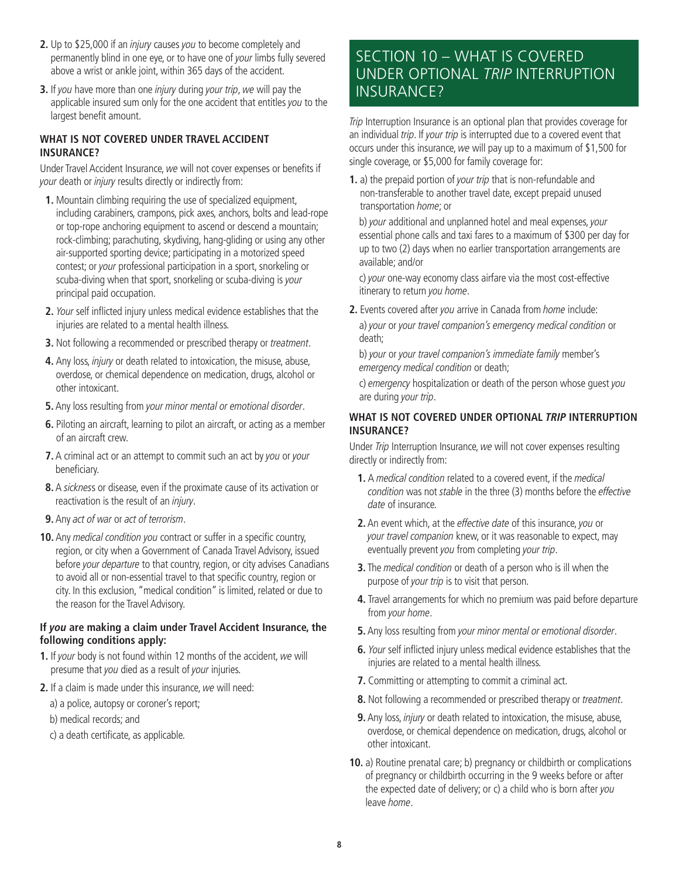2. Up to $25,000 if an *injury* causes *you* to become completely and permanently blind in one eye, or to have one of *your* limbs fully severed above a wrist or ankle joint, within 365 days of the accident.

3. If *you* have more than one *injury* during *your trip*, *we* will pay the applicable insured sum only for the one accident that entitles *you* to the largest benefit amount.

**WHAT IS NOT COVERED UNDER TRAVEL ACCIDENT INSURANCE?**

Under Travel Accident Insurance, *we* will not cover expenses or benefits if *your* death or *injury* results directly or indirectly from:

1. Mountain climbing requiring the use of specialized equipment, including carabiners, crampons, pick axes, anchors, bolts and lead-rope or top-rope anchoring equipment to ascend or descend a mountain; rock-climbing; parachuting, skydiving, hang-gliding or using any other air-supported sporting device; participating in a motorized speed contest; or *your* professional participation in a sport, snorkeling or scuba-diving when that sport, snorkeling or scuba-diving is *your* principal paid occupation.
2. *Your* self inflicted injury unless medical evidence establishes that the injuries are related to a mental health illness.
3. Not following a recommended or prescribed therapy or *treatment*.
4. Any loss, *injury* or death related to intoxication, the misuse, abuse, overdose, or chemical dependence on medication, drugs, alcohol or other intoxicant.
5. Any loss resulting from *your minor mental or emotional disorder*.
6. Piloting an aircraft, learning to pilot an aircraft, or acting as a member of an aircraft crew.
7. A criminal act or an attempt to commit such an act by *you* or *your* beneficiary.
8. A *sickness* or disease, even if the proximate cause of its activation or reactivation is the result of an *injury*.
9. Any *act of war* or *act of terrorism*.
10. Any *medical condition you* contract or suffer in a specific country, region, or city when a Government of Canada Travel Advisory, issued before *your departure* to that country, region, or city advises Canadians to avoid all or non-essential travel to that specific country, region or city. In this exclusion, "medical condition" is limited, related or due to the reason for the Travel Advisory.

**If *you* are making a claim under Travel Accident Insurance, the following conditions apply:**

1. If *your* body is not found within 12 months of the accident, *we* will presume that *you* died as a result of *your* injuries.
2. If a claim is made under this insurance, *we* will need:

   a) a police, autopsy or coroner's report;

   b) medical records; and

   c) a death certificate, as applicable.

## SECTION 10 – WHAT IS COVERED UNDER OPTIONAL *TRIP* INTERRUPTION INSURANCE?

*Trip* Interruption Insurance is an optional plan that provides coverage for an individual *trip*. If *your trip* is interrupted due to a covered event that occurs under this insurance, *we* will pay up to a maximum of $1,500 for single coverage, or $5,000 for family coverage for:

1. a) the prepaid portion of *your trip* that is non-refundable and non-transferable to another travel date, except prepaid unused transportation *home*; or

   b) *your* additional and unplanned hotel and meal expenses, *your* essential phone calls and taxi fares to a maximum of $300 per day for up to two (2) days when no earlier transportation arrangements are available; and/or

   c) *your* one-way economy class airfare via the most cost-effective itinerary to return *you home*.

2. Events covered after *you* arrive in Canada from *home* include:

   a) *your* or *your travel companion's emergency medical condition* or death;

   b) *your* or *your travel companion's immediate family* member's *emergency medical condition* or death;

   c) *emergency* hospitalization or death of the person whose guest *you* are during *your trip*.

**WHAT IS NOT COVERED UNDER OPTIONAL *TRIP* INTERRUPTION INSURANCE?**

Under *Trip* Interruption Insurance, *we* will not cover expenses resulting directly or indirectly from:

1. A *medical condition* related to a covered event, if the *medical condition* was not *stable* in the three (3) months before the *effective date* of insurance.
2. An event which, at the *effective date* of this insurance, *you* or *your travel companion* knew, or it was reasonable to expect, may eventually prevent *you* from completing *your trip*.
3. The *medical condition* or death of a person who is ill when the purpose of *your trip* is to visit that person.
4. Travel arrangements for which no premium was paid before departure from *your home*.
5. Any loss resulting from *your minor mental or emotional disorder*.
6. *Your* self inflicted injury unless medical evidence establishes that the injuries are related to a mental health illness.
7. Committing or attempting to commit a criminal act.
8. Not following a recommended or prescribed therapy or *treatment*.
9. Any loss, *injury* or death related to intoxication, the misuse, abuse, overdose, or chemical dependence on medication, drugs, alcohol or other intoxicant.
10. a) Routine prenatal care; b) pregnancy or childbirth or complications of pregnancy or childbirth occurring in the 9 weeks before or after the expected date of delivery; or c) a child who is born after *you* leave *home*.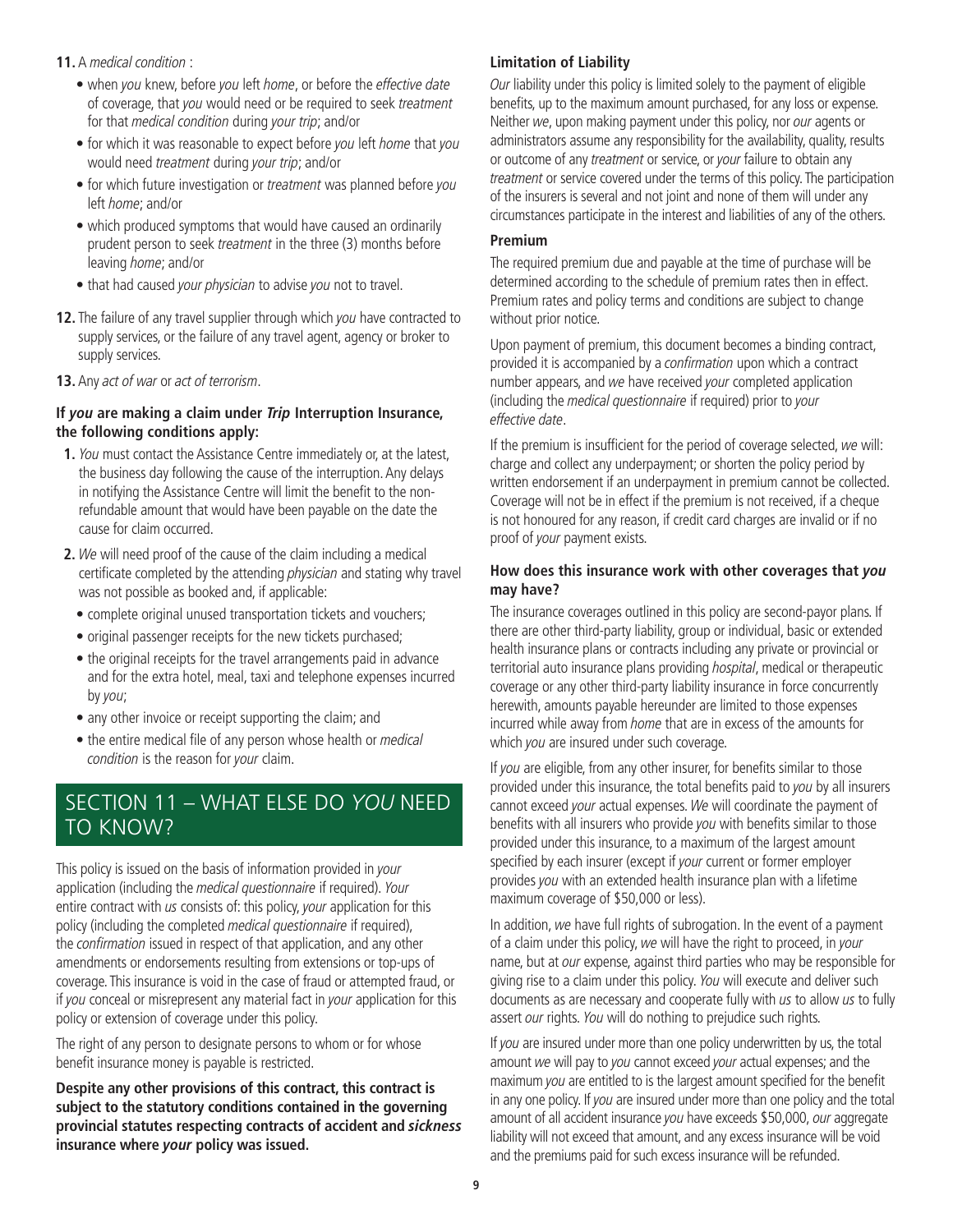**11.** A *medical condition* :

- when *you* knew, before *you* left *home*, or before the *effective date* of coverage, that *you* would need or be required to seek *treatment* for that *medical condition* during *your trip*; and/or
- for which it was reasonable to expect before *you* left *home* that *you* would need *treatment* during *your trip*; and/or
- for which future investigation or *treatment* was planned before *you* left *home*; and/or
- which produced symptoms that would have caused an ordinarily prudent person to seek *treatment* in the three (3) months before leaving *home*; and/or
- that had caused *your physician* to advise *you* not to travel.

**12.** The failure of any travel supplier through which *you* have contracted to supply services, or the failure of any travel agent, agency or broker to supply services.

**13.** Any *act of war* or *act of terrorism*.

**If *you* are making a claim under *Trip* Interruption Insurance, the following conditions apply:**

1. *You* must contact the Assistance Centre immediately or, at the latest, the business day following the cause of the interruption. Any delays in notifying the Assistance Centre will limit the benefit to the non-refundable amount that would have been payable on the date the cause for claim occurred.
2. *We* will need proof of the cause of the claim including a medical certificate completed by the attending *physician* and stating why travel was not possible as booked and, if applicable:
   - complete original unused transportation tickets and vouchers;
   - original passenger receipts for the new tickets purchased;
   - the original receipts for the travel arrangements paid in advance and for the extra hotel, meal, taxi and telephone expenses incurred by *you*;
   - any other invoice or receipt supporting the claim; and
   - the entire medical file of any person whose health or *medical condition* is the reason for *your* claim.

## SECTION 11 – WHAT ELSE DO *YOU* NEED TO KNOW?

This policy is issued on the basis of information provided in *your* application (including the *medical questionnaire* if required). *Your* entire contract with *us* consists of: this policy, *your* application for this policy (including the completed *medical questionnaire* if required), the *confirmation* issued in respect of that application, and any other amendments or endorsements resulting from extensions or top-ups of coverage. This insurance is void in the case of fraud or attempted fraud, or if *you* conceal or misrepresent any material fact in *your* application for this policy or extension of coverage under this policy.

The right of any person to designate persons to whom or for whose benefit insurance money is payable is restricted.

**Despite any other provisions of this contract, this contract is subject to the statutory conditions contained in the governing provincial statutes respecting contracts of accident and *sickness* insurance where *your* policy was issued.**

**Limitation of Liability**

*Our* liability under this policy is limited solely to the payment of eligible benefits, up to the maximum amount purchased, for any loss or expense. Neither *we*, upon making payment under this policy, nor *our* agents or administrators assume any responsibility for the availability, quality, results or outcome of any *treatment* or service, or *your* failure to obtain any *treatment* or service covered under the terms of this policy. The participation of the insurers is several and not joint and none of them will under any circumstances participate in the interest and liabilities of any of the others.

**Premium**

The required premium due and payable at the time of purchase will be determined according to the schedule of premium rates then in effect. Premium rates and policy terms and conditions are subject to change without prior notice.

Upon payment of premium, this document becomes a binding contract, provided it is accompanied by a *confirmation* upon which a contract number appears, and *we* have received *your* completed application (including the *medical questionnaire* if required) prior to *your effective date*.

If the premium is insufficient for the period of coverage selected, *we* will: charge and collect any underpayment; or shorten the policy period by written endorsement if an underpayment in premium cannot be collected. Coverage will not be in effect if the premium is not received, if a cheque is not honoured for any reason, if credit card charges are invalid or if no proof of *your* payment exists.

**How does this insurance work with other coverages that *you* may have?**

The insurance coverages outlined in this policy are second-payor plans. If there are other third-party liability, group or individual, basic or extended health insurance plans or contracts including any private or provincial or territorial auto insurance plans providing *hospital*, medical or therapeutic coverage or any other third-party liability insurance in force concurrently herewith, amounts payable hereunder are limited to those expenses incurred while away from *home* that are in excess of the amounts for which *you* are insured under such coverage.

If *you* are eligible, from any other insurer, for benefits similar to those provided under this insurance, the total benefits paid to *you* by all insurers cannot exceed *your* actual expenses. *We* will coordinate the payment of benefits with all insurers who provide *you* with benefits similar to those provided under this insurance, to a maximum of the largest amount specified by each insurer (except if *your* current or former employer provides *you* with an extended health insurance plan with a lifetime maximum coverage of $50,000 or less).

In addition, *we* have full rights of subrogation. In the event of a payment of a claim under this policy, *we* will have the right to proceed, in *your* name, but at *our* expense, against third parties who may be responsible for giving rise to a claim under this policy. *You* will execute and deliver such documents as are necessary and cooperate fully with *us* to allow *us* to fully assert *our* rights. *You* will do nothing to prejudice such rights.

If *you* are insured under more than one policy underwritten by us, the total amount *we* will pay to *you* cannot exceed *your* actual expenses; and the maximum *you* are entitled to is the largest amount specified for the benefit in any one policy. If *you* are insured under more than one policy and the total amount of all accident insurance *you* have exceeds $50,000, *our* aggregate liability will not exceed that amount, and any excess insurance will be void and the premiums paid for such excess insurance will be refunded.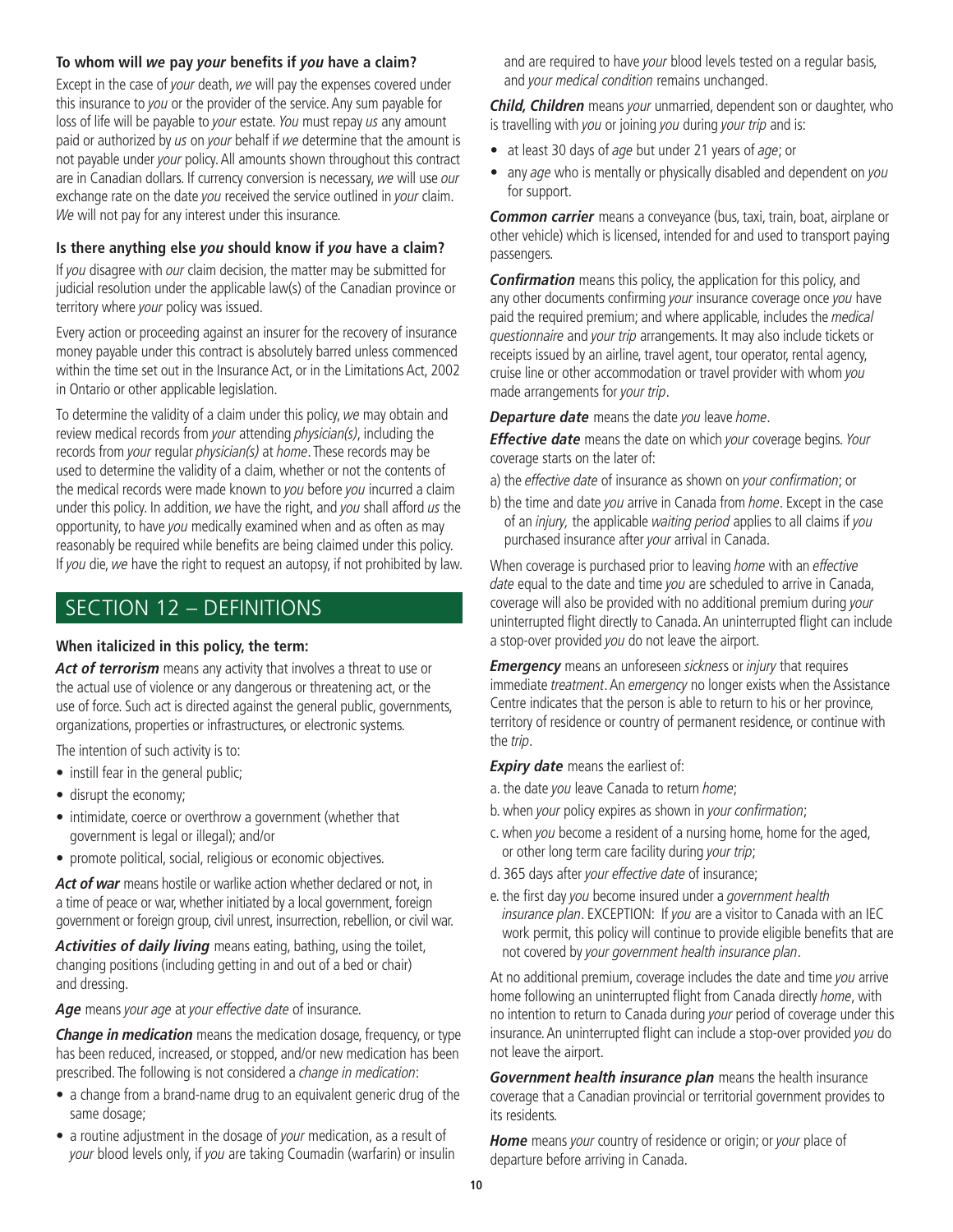### To whom will *we* pay *your* benefits if *you* have a claim?

Except in the case of *your* death, *we* will pay the expenses covered under this insurance to *you* or the provider of the service. Any sum payable for loss of life will be payable to *your* estate. *You* must repay *us* any amount paid or authorized by *us* on *your* behalf if *we* determine that the amount is not payable under *your* policy. All amounts shown throughout this contract are in Canadian dollars. If currency conversion is necessary, *we* will use *our* exchange rate on the date *you* received the service outlined in *your* claim. *We* will not pay for any interest under this insurance.

### Is there anything else *you* should know if *you* have a claim?

If *you* disagree with *our* claim decision, the matter may be submitted for judicial resolution under the applicable law(s) of the Canadian province or territory where *your* policy was issued.

Every action or proceeding against an insurer for the recovery of insurance money payable under this contract is absolutely barred unless commenced within the time set out in the Insurance Act, or in the Limitations Act, 2002 in Ontario or other applicable legislation.

To determine the validity of a claim under this policy, *we* may obtain and review medical records from *your* attending *physician(s)*, including the records from *your* regular *physician(s)* at *home*. These records may be used to determine the validity of a claim, whether or not the contents of the medical records were made known to *you* before *you* incurred a claim under this policy. In addition, *we* have the right, and *you* shall afford *us* the opportunity, to have *you* medically examined when and as often as may reasonably be required while benefits are being claimed under this policy. If *you* die, *we* have the right to request an autopsy, if not prohibited by law.

## SECTION 12 – DEFINITIONS

### When italicized in this policy, the term:

***Act of terrorism*** means any activity that involves a threat to use or the actual use of violence or any dangerous or threatening act, or the use of force. Such act is directed against the general public, governments, organizations, properties or infrastructures, or electronic systems.

The intention of such activity is to:

- instill fear in the general public;
- disrupt the economy;
- intimidate, coerce or overthrow a government (whether that government is legal or illegal); and/or
- promote political, social, religious or economic objectives.

***Act of war*** means hostile or warlike action whether declared or not, in a time of peace or war, whether initiated by a local government, foreign government or foreign group, civil unrest, insurrection, rebellion, or civil war.

***Activities of daily living*** means eating, bathing, using the toilet, changing positions (including getting in and out of a bed or chair) and dressing.

***Age*** means *your age* at *your effective date* of insurance.

***Change in medication*** means the medication dosage, frequency, or type has been reduced, increased, or stopped, and/or new medication has been prescribed. The following is not considered a *change in medication*:

- a change from a brand-name drug to an equivalent generic drug of the same dosage;
- a routine adjustment in the dosage of *your* medication, as a result of *your* blood levels only, if *you* are taking Coumadin (warfarin) or insulin and are required to have *your* blood levels tested on a regular basis, and *your medical condition* remains unchanged.

***Child, Children*** means *your* unmarried, dependent son or daughter, who is travelling with *you* or joining *you* during *your trip* and is:

- at least 30 days of *age* but under 21 years of *age*; or
- any *age* who is mentally or physically disabled and dependent on *you* for support.

***Common carrier*** means a conveyance (bus, taxi, train, boat, airplane or other vehicle) which is licensed, intended for and used to transport paying passengers.

***Confirmation*** means this policy, the application for this policy, and any other documents confirming *your* insurance coverage once *you* have paid the required premium; and where applicable, includes the *medical questionnaire* and *your trip* arrangements. It may also include tickets or receipts issued by an airline, travel agent, tour operator, rental agency, cruise line or other accommodation or travel provider with whom *you* made arrangements for *your trip*.

***Departure date*** means the date *you* leave *home*.

***Effective date*** means the date on which *your* coverage begins. *Your* coverage starts on the later of:

a) the *effective date* of insurance as shown on *your confirmation*; or

b) the time and date *you* arrive in Canada from *home*. Except in the case of an *injury*, the applicable *waiting period* applies to all claims if *you* purchased insurance after *your* arrival in Canada.

When coverage is purchased prior to leaving *home* with an *effective date* equal to the date and time *you* are scheduled to arrive in Canada, coverage will also be provided with no additional premium during *your* uninterrupted flight directly to Canada. An uninterrupted flight can include a stop-over provided *you* do not leave the airport.

***Emergency*** means an unforeseen *sickness* or *injury* that requires immediate *treatment*. An *emergency* no longer exists when the Assistance Centre indicates that the person is able to return to his or her province, territory of residence or country of permanent residence, or continue with the *trip*.

***Expiry date*** means the earliest of:

a. the date *you* leave Canada to return *home*;

b. when *your* policy expires as shown in *your confirmation*;

c. when *you* become a resident of a nursing home, home for the aged, or other long term care facility during *your trip*;

d. 365 days after *your effective date* of insurance;

e. the first day *you* become insured under a *government health insurance plan*. EXCEPTION: If *you* are a visitor to Canada with an IEC work permit, this policy will continue to provide eligible benefits that are not covered by *your government health insurance plan*.

At no additional premium, coverage includes the date and time *you* arrive home following an uninterrupted flight from Canada directly *home*, with no intention to return to Canada during *your* period of coverage under this insurance. An uninterrupted flight can include a stop-over provided *you* do not leave the airport.

***Government health insurance plan*** means the health insurance coverage that a Canadian provincial or territorial government provides to its residents.

***Home*** means *your* country of residence or origin; or *your* place of departure before arriving in Canada.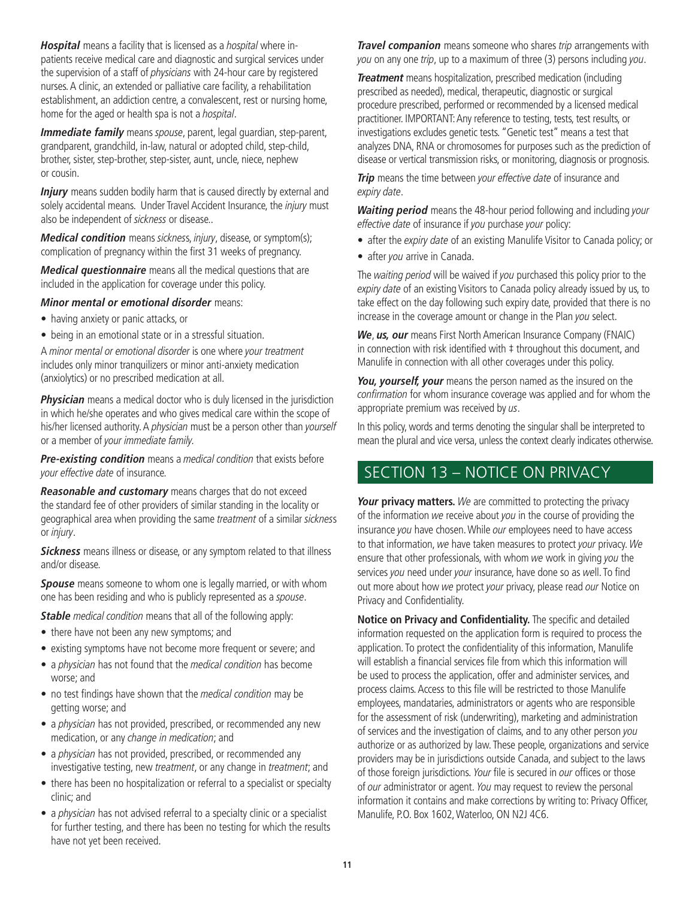***Hospital*** means a facility that is licensed as a *hospital* where in-patients receive medical care and diagnostic and surgical services under the supervision of a staff of *physicians* with 24-hour care by registered nurses. A clinic, an extended or palliative care facility, a rehabilitation establishment, an addiction centre, a convalescent, rest or nursing home, home for the aged or health spa is not a *hospital*.

***Immediate family*** means *spouse*, parent, legal guardian, step-parent, grandparent, grandchild, in-law, natural or adopted child, step-child, brother, sister, step-brother, step-sister, aunt, uncle, niece, nephew or cousin.

***Injury*** means sudden bodily harm that is caused directly by external and solely accidental means. Under Travel Accident Insurance, the *injury* must also be independent of *sickness* or disease..

***Medical condition*** means *sickness*, *injury*, disease, or symptom(s); complication of pregnancy within the first 31 weeks of pregnancy.

***Medical questionnaire*** means all the medical questions that are included in the application for coverage under this policy.

***Minor mental or emotional disorder*** means:

- having anxiety or panic attacks, or
- being in an emotional state or in a stressful situation.

A *minor mental or emotional disorder* is one where *your treatment* includes only minor tranquilizers or minor anti-anxiety medication (anxiolytics) or no prescribed medication at all.

***Physician*** means a medical doctor who is duly licensed in the jurisdiction in which he/she operates and who gives medical care within the scope of his/her licensed authority. A *physician* must be a person other than *yourself* or a member of *your immediate family*.

***Pre-existing condition*** means a *medical condition* that exists before *your effective date* of insurance.

***Reasonable and customary*** means charges that do not exceed the standard fee of other providers of similar standing in the locality or geographical area when providing the same *treatment* of a similar *sickness* or *injury*.

***Sickness*** means illness or disease, or any symptom related to that illness and/or disease.

***Spouse*** means someone to whom one is legally married, or with whom one has been residing and who is publicly represented as a *spouse*.

***Stable*** *medical condition* means that all of the following apply:

- there have not been any new symptoms; and
- existing symptoms have not become more frequent or severe; and
- a *physician* has not found that the *medical condition* has become worse; and
- no test findings have shown that the *medical condition* may be getting worse; and
- a *physician* has not provided, prescribed, or recommended any new medication, or any *change in medication*; and
- a *physician* has not provided, prescribed, or recommended any investigative testing, new *treatment*, or any change in *treatment*; and
- there has been no hospitalization or referral to a specialist or specialty clinic; and
- a *physician* has not advised referral to a specialty clinic or a specialist for further testing, and there has been no testing for which the results have not yet been received.

***Travel companion*** means someone who shares *trip* arrangements with *you* on any one *trip*, up to a maximum of three (3) persons including *you*.

***Treatment*** means hospitalization, prescribed medication (including prescribed as needed), medical, therapeutic, diagnostic or surgical procedure prescribed, performed or recommended by a licensed medical practitioner. IMPORTANT: Any reference to testing, tests, test results, or investigations excludes genetic tests. "Genetic test" means a test that analyzes DNA, RNA or chromosomes for purposes such as the prediction of disease or vertical transmission risks, or monitoring, diagnosis or prognosis.

***Trip*** means the time between *your effective date* of insurance and *expiry date*.

***Waiting period*** means the 48-hour period following and including *your effective date* of insurance if *you* purchase *your* policy:

- after the *expiry date* of an existing Manulife Visitor to Canada policy; or
- after *you* arrive in Canada.

The *waiting period* will be waived if *you* purchased this policy prior to the *expiry date* of an existing Visitors to Canada policy already issued by us, to take effect on the day following such expiry date, provided that there is no increase in the coverage amount or change in the Plan *you* select.

***We**, **us, our*** means First North American Insurance Company (FNAIC) in connection with risk identified with ‡ throughout this document, and Manulife in connection with all other coverages under this policy.

***You, yourself, your*** means the person named as the insured on the *confirmation* for whom insurance coverage was applied and for whom the appropriate premium was received by *us*.

In this policy, words and terms denoting the singular shall be interpreted to mean the plural and vice versa, unless the context clearly indicates otherwise.

## SECTION 13 – NOTICE ON PRIVACY

***Your*** **privacy matters.** *We* are committed to protecting the privacy of the information *we* receive about *you* in the course of providing the insurance *you* have chosen. While *our* employees need to have access to that information, *we* have taken measures to protect *your* privacy. *We* ensure that other professionals, with whom *we* work in giving *you* the services *you* need under *your* insurance, have done so as *we*ll. To find out more about how *we* protect *your* privacy, please read *our* Notice on Privacy and Confidentiality.

**Notice on Privacy and Confidentiality.** The specific and detailed information requested on the application form is required to process the application. To protect the confidentiality of this information, Manulife will establish a financial services file from which this information will be used to process the application, offer and administer services, and process claims. Access to this file will be restricted to those Manulife employees, mandataries, administrators or agents who are responsible for the assessment of risk (underwriting), marketing and administration of services and the investigation of claims, and to any other person *you* authorize or as authorized by law. These people, organizations and service providers may be in jurisdictions outside Canada, and subject to the laws of those foreign jurisdictions. *Your* file is secured in *our* offices or those of *our* administrator or agent. *You* may request to review the personal information it contains and make corrections by writing to: Privacy Officer, Manulife, P.O. Box 1602, Waterloo, ON N2J 4C6.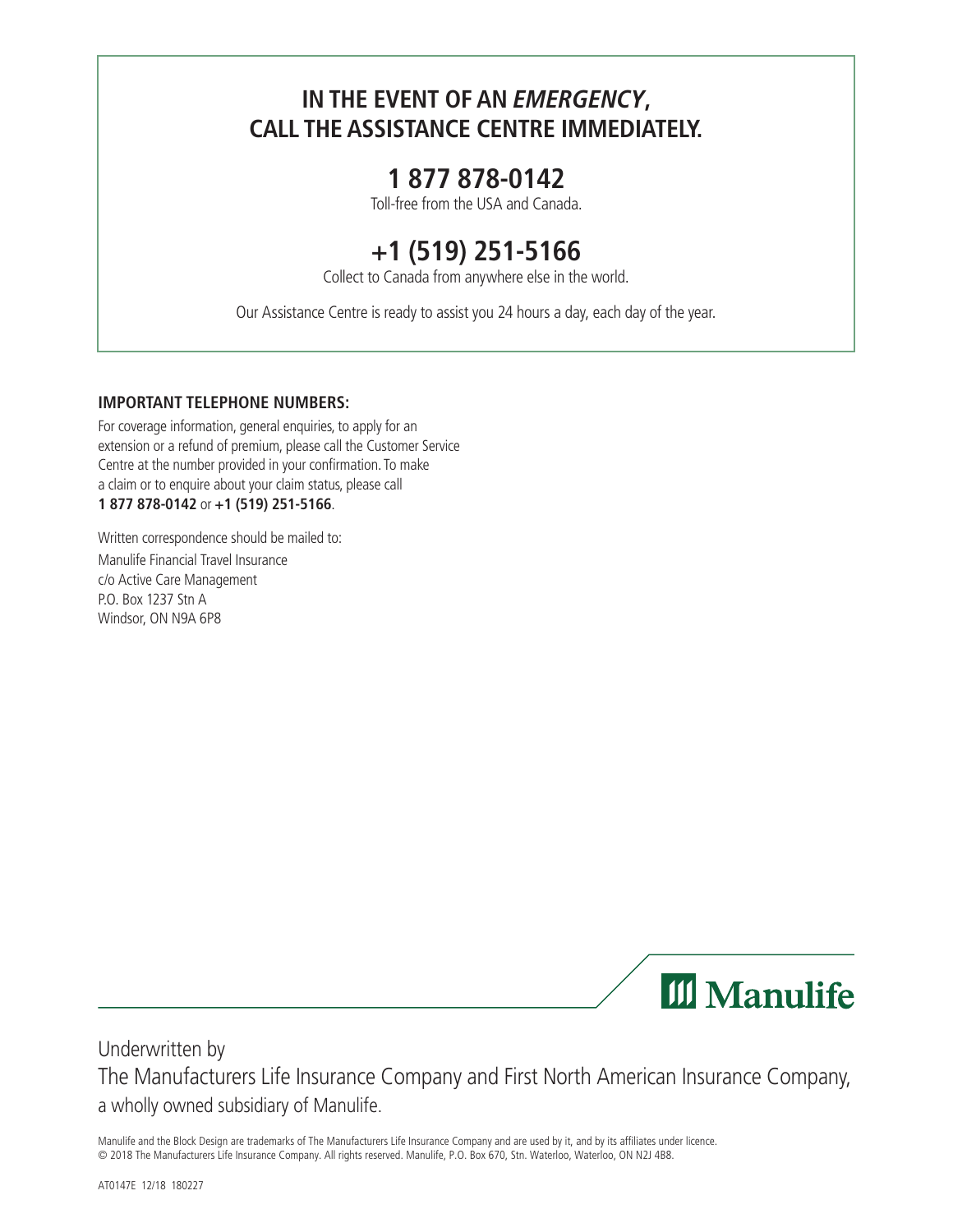## IN THE EVENT OF AN *EMERGENCY*, CALL THE ASSISTANCE CENTRE IMMEDIATELY.

## 1 877 878-0142

Toll-free from the USA and Canada.

## +1 (519) 251-5166

Collect to Canada from anywhere else in the world.

Our Assistance Centre is ready to assist you 24 hours a day, each day of the year.

**IMPORTANT TELEPHONE NUMBERS:**

For coverage information, general enquiries, to apply for an extension or a refund of premium, please call the Customer Service Centre at the number provided in your confirmation. To make a claim or to enquire about your claim status, please call **1 877 878-0142** or **+1 (519) 251-5166**.

Written correspondence should be mailed to:
Manulife Financial Travel Insurance
c/o Active Care Management
P.O. Box 1237 Stn A
Windsor, ON N9A 6P8

Manulife

Underwritten by
The Manufacturers Life Insurance Company and First North American Insurance Company, a wholly owned subsidiary of Manulife.

Manulife and the Block Design are trademarks of The Manufacturers Life Insurance Company and are used by it, and by its affiliates under licence.
© 2018 The Manufacturers Life Insurance Company. All rights reserved. Manulife, P.O. Box 670, Stn. Waterloo, Waterloo, ON N2J 4B8.

AT0147E 12/18 180227